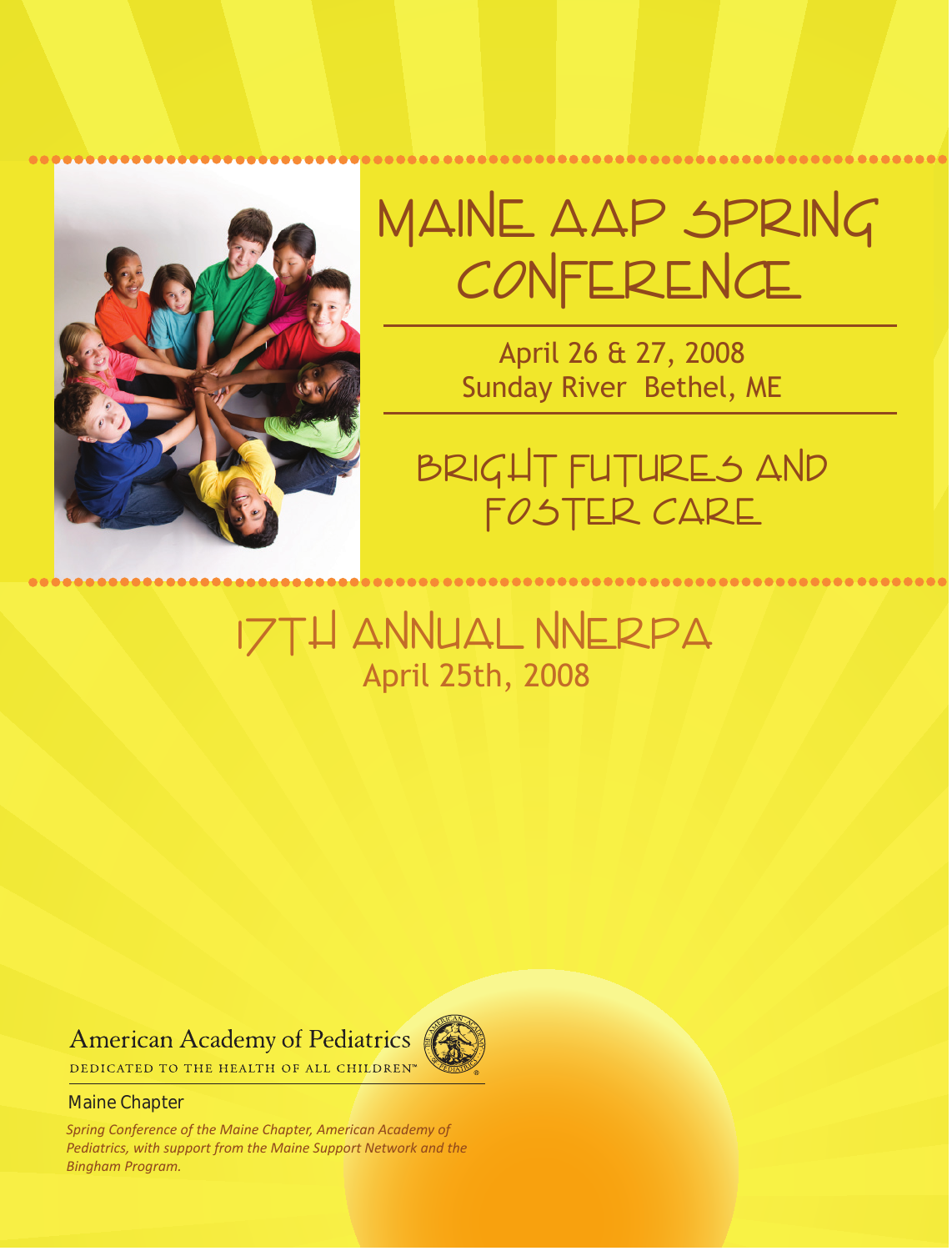# MAINE AAP SPRING CONFERENCE

April 26 & 27, 2008
Sunday River Bethel, ME

## BRIGHT FUTURES AND FOSTER CARE

## 17TH ANNUAL NNERPA

April 25th, 2008

American Academy of Pediatrics

DEDICATED TO THE HEALTH OF ALL CHILDREN™

Maine Chapter

*Spring Conference of the Maine Chapter, American Academy of Pediatrics, with support from the Maine Support Network and the Bingham Program.*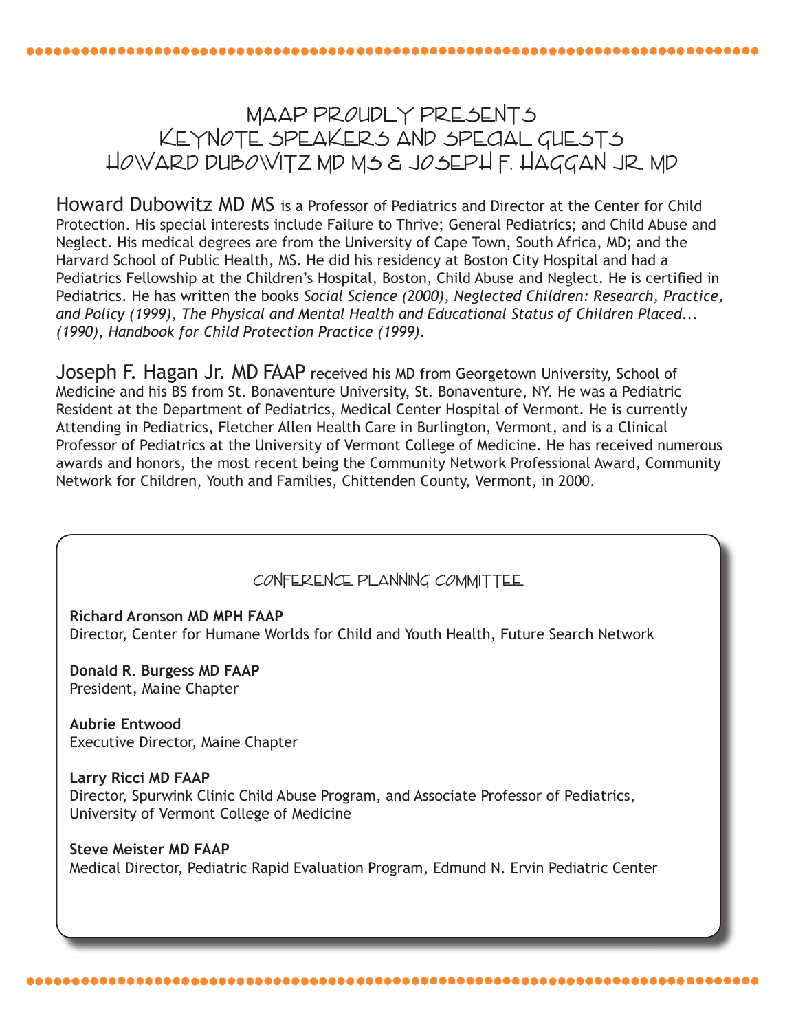# MAAP Proudly Presents Keynote Speakers and Special Guests Howard Dubowitz MD MS & Joseph F. Haggan Jr. MD

Howard Dubowitz MD MS is a Professor of Pediatrics and Director at the Center for Child Protection. His special interests include Failure to Thrive; General Pediatrics; and Child Abuse and Neglect. His medical degrees are from the University of Cape Town, South Africa, MD; and the Harvard School of Public Health, MS. He did his residency at Boston City Hospital and had a Pediatrics Fellowship at the Children's Hospital, Boston, Child Abuse and Neglect. He is certified in Pediatrics. He has written the books *Social Science (2000)*, *Neglected Children: Research, Practice, and Policy (1999)*, *The Physical and Mental Health and Educational Status of Children Placed... (1990)*, *Handbook for Child Protection Practice (1999)*.

Joseph F. Hagan Jr. MD FAAP received his MD from Georgetown University, School of Medicine and his BS from St. Bonaventure University, St. Bonaventure, NY. He was a Pediatric Resident at the Department of Pediatrics, Medical Center Hospital of Vermont. He is currently Attending in Pediatrics, Fletcher Allen Health Care in Burlington, Vermont, and is a Clinical Professor of Pediatrics at the University of Vermont College of Medicine. He has received numerous awards and honors, the most recent being the Community Network Professional Award, Community Network for Children, Youth and Families, Chittenden County, Vermont, in 2000.

## Conference Planning Committee

**Richard Aronson MD MPH FAAP**
Director, Center for Humane Worlds for Child and Youth Health, Future Search Network

**Donald R. Burgess MD FAAP**
President, Maine Chapter

**Aubrie Entwood**
Executive Director, Maine Chapter

**Larry Ricci MD FAAP**
Director, Spurwink Clinic Child Abuse Program, and Associate Professor of Pediatrics, University of Vermont College of Medicine

**Steve Meister MD FAAP**
Medical Director, Pediatric Rapid Evaluation Program, Edmund N. Ervin Pediatric Center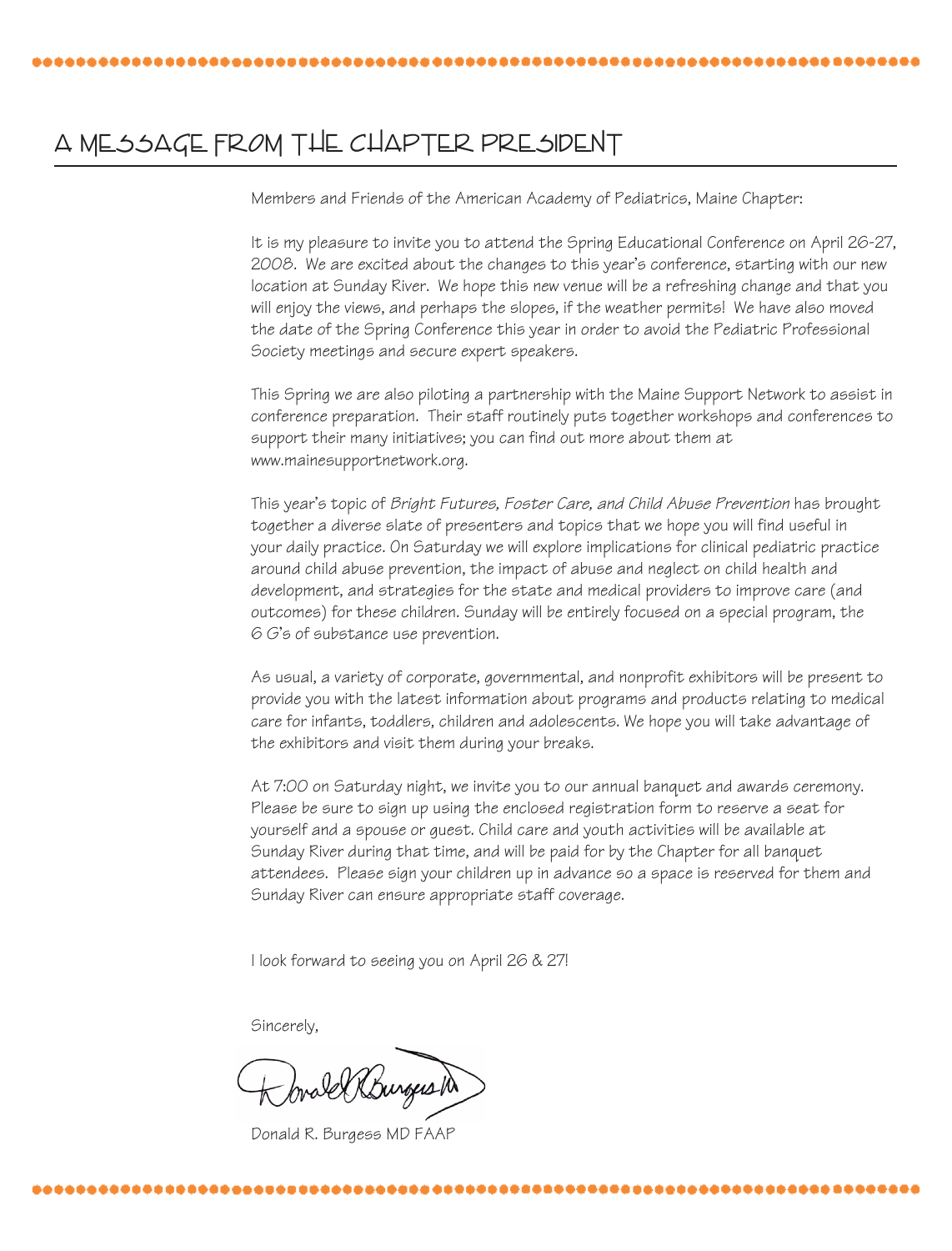# A Message from the Chapter President

Members and Friends of the American Academy of Pediatrics, Maine Chapter:

It is my pleasure to invite you to attend the Spring Educational Conference on April 26-27, 2008. We are excited about the changes to this year's conference, starting with our new location at Sunday River. We hope this new venue will be a refreshing change and that you will enjoy the views, and perhaps the slopes, if the weather permits! We have also moved the date of the Spring Conference this year in order to avoid the Pediatric Professional Society meetings and secure expert speakers.

This Spring we are also piloting a partnership with the Maine Support Network to assist in conference preparation. Their staff routinely puts together workshops and conferences to support their many initiatives; you can find out more about them at www.mainesupportnetwork.org.

This year's topic of *Bright Futures, Foster Care, and Child Abuse Prevention* has brought together a diverse slate of presenters and topics that we hope you will find useful in your daily practice. On Saturday we will explore implications for clinical pediatric practice around child abuse prevention, the impact of abuse and neglect on child health and development, and strategies for the state and medical providers to improve care (and outcomes) for these children. Sunday will be entirely focused on a special program, the 6 G's of substance use prevention.

As usual, a variety of corporate, governmental, and nonprofit exhibitors will be present to provide you with the latest information about programs and products relating to medical care for infants, toddlers, children and adolescents. We hope you will take advantage of the exhibitors and visit them during your breaks.

At 7:00 on Saturday night, we invite you to our annual banquet and awards ceremony. Please be sure to sign up using the enclosed registration form to reserve a seat for yourself and a spouse or guest. Child care and youth activities will be available at Sunday River during that time, and will be paid for by the Chapter for all banquet attendees. Please sign your children up in advance so a space is reserved for them and Sunday River can ensure appropriate staff coverage.

I look forward to seeing you on April 26 & 27!

Sincerely,

Donald R. Burgess MD FAAP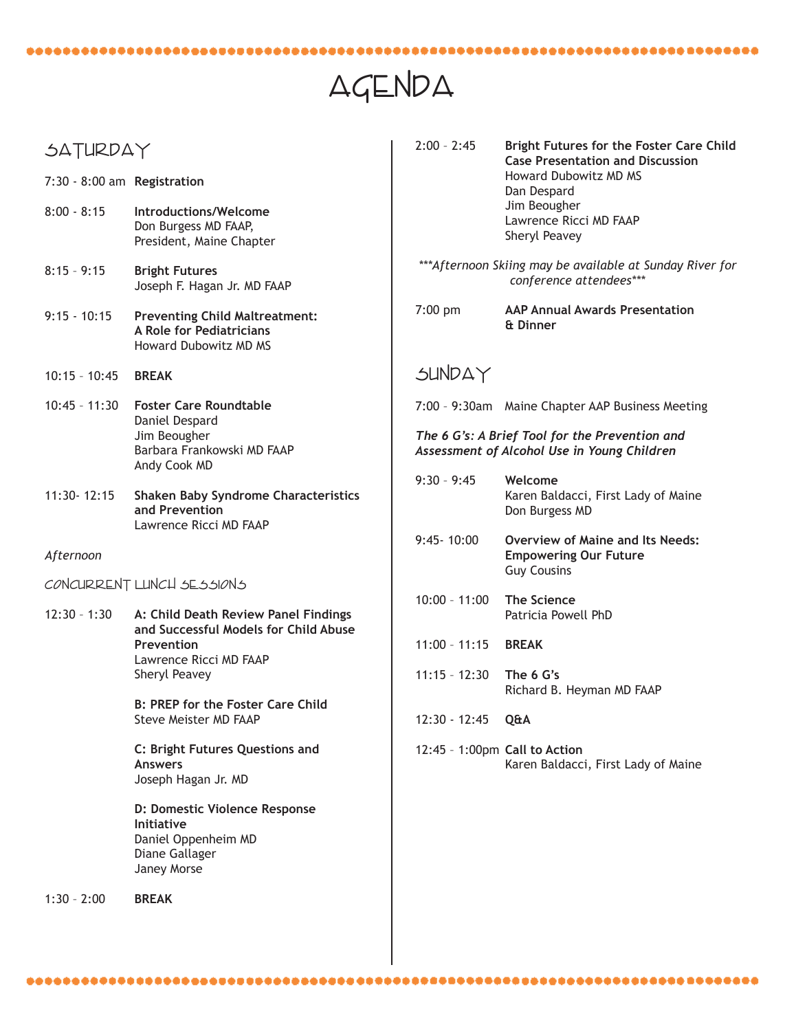# AGENDA

## SATURDAY

7:30 - 8:00 am **Registration**

8:00 - 8:15 **Introductions/Welcome**
Don Burgess MD FAAP,
President, Maine Chapter

8:15 - 9:15 **Bright Futures**
Joseph F. Hagan Jr. MD FAAP

9:15 - 10:15 **Preventing Child Maltreatment: A Role for Pediatricians**
Howard Dubowitz MD MS

10:15 – 10:45 **BREAK**

10:45 – 11:30 **Foster Care Roundtable**
Daniel Despard
Jim Beougher
Barbara Frankowski MD FAAP
Andy Cook MD

11:30- 12:15 **Shaken Baby Syndrome Characteristics and Prevention**
Lawrence Ricci MD FAAP

*Afternoon*

### CONCURRENT LUNCH SESSIONS

12:30 – 1:30 **A: Child Death Review Panel Findings and Successful Models for Child Abuse Prevention**
Lawrence Ricci MD FAAP
Sheryl Peavey

**B: PREP for the Foster Care Child**
Steve Meister MD FAAP

**C: Bright Futures Questions and Answers**
Joseph Hagan Jr. MD

**D: Domestic Violence Response Initiative**
Daniel Oppenheim MD
Diane Gallager
Janey Morse

1:30 – 2:00 **BREAK**

2:00 – 2:45 **Bright Futures for the Foster Care Child Case Presentation and Discussion**
Howard Dubowitz MD MS
Dan Despard
Jim Beougher
Lawrence Ricci MD FAAP
Sheryl Peavey

*\*\*\*Afternoon Skiing may be available at Sunday River for conference attendees\*\*\**

7:00 pm **AAP Annual Awards Presentation & Dinner**

## SUNDAY

7:00 – 9:30am Maine Chapter AAP Business Meeting

***The 6 G's: A Brief Tool for the Prevention and Assessment of Alcohol Use in Young Children***

9:30 – 9:45 **Welcome**
Karen Baldacci, First Lady of Maine
Don Burgess MD

9:45- 10:00 **Overview of Maine and Its Needs: Empowering Our Future**
Guy Cousins

10:00 – 11:00 **The Science**
Patricia Powell PhD

11:00 – 11:15 **BREAK**

11:15 – 12:30 **The 6 G's**
Richard B. Heyman MD FAAP

12:30 - 12:45 **Q&A**

12:45 – 1:00pm **Call to Action**
Karen Baldacci, First Lady of Maine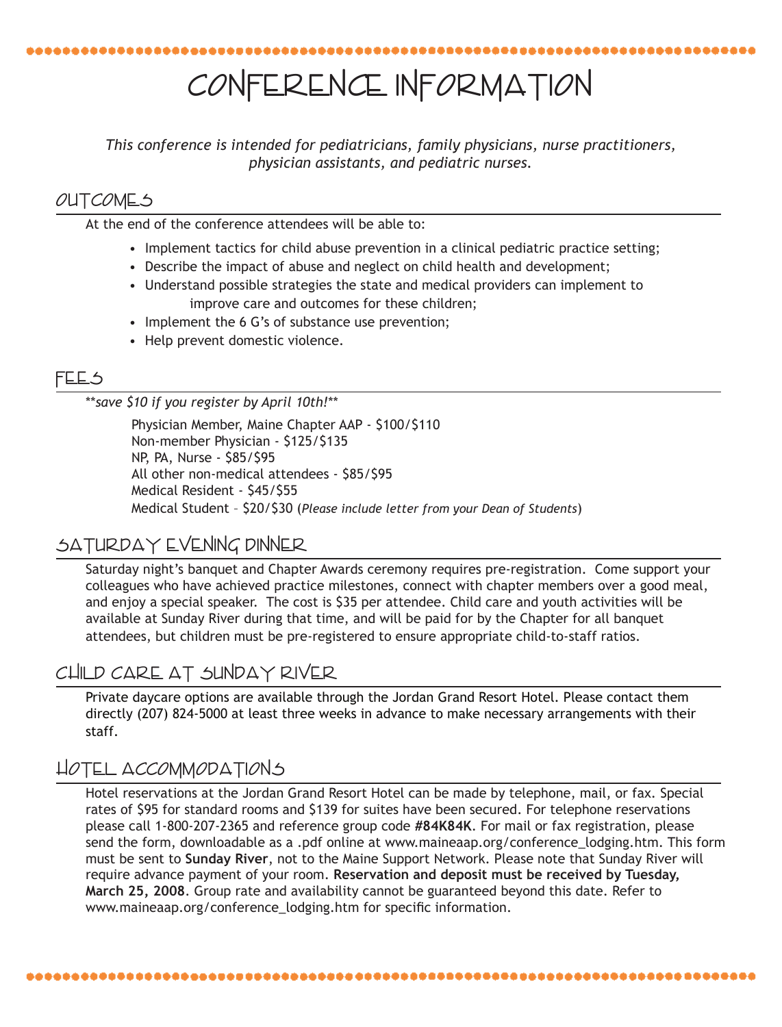# CONFERENCE INFORMATION

*This conference is intended for pediatricians, family physicians, nurse practitioners, physician assistants, and pediatric nurses.*

## OUTCOMES

At the end of the conference attendees will be able to:

- Implement tactics for child abuse prevention in a clinical pediatric practice setting;
- Describe the impact of abuse and neglect on child health and development;
- Understand possible strategies the state and medical providers can implement to improve care and outcomes for these children;
- Implement the 6 G's of substance use prevention;
- Help prevent domestic violence.

## FEES

*\*\*save $10 if you register by April 10th!\*\**

Physician Member, Maine Chapter AAP - $100/$110
Non-member Physician - $125/$135
NP, PA, Nurse - $85/$95
All other non-medical attendees - $85/$95
Medical Resident - $45/$55
Medical Student – $20/$30 (*Please include letter from your Dean of Students*)

## SATURDAY EVENING DINNER

Saturday night's banquet and Chapter Awards ceremony requires pre-registration. Come support your colleagues who have achieved practice milestones, connect with chapter members over a good meal, and enjoy a special speaker. The cost is $35 per attendee. Child care and youth activities will be available at Sunday River during that time, and will be paid for by the Chapter for all banquet attendees, but children must be pre-registered to ensure appropriate child-to-staff ratios.

## CHILD CARE AT SUNDAY RIVER

Private daycare options are available through the Jordan Grand Resort Hotel. Please contact them directly (207) 824-5000 at least three weeks in advance to make necessary arrangements with their staff.

## HOTEL ACCOMMODATIONS

Hotel reservations at the Jordan Grand Resort Hotel can be made by telephone, mail, or fax. Special rates of $95 for standard rooms and $139 for suites have been secured. For telephone reservations please call 1-800-207-2365 and reference group code **#84K84K**. For mail or fax registration, please send the form, downloadable as a .pdf online at www.maineaap.org/conference_lodging.htm. This form must be sent to **Sunday River**, not to the Maine Support Network. Please note that Sunday River will require advance payment of your room. **Reservation and deposit must be received by Tuesday, March 25, 2008**. Group rate and availability cannot be guaranteed beyond this date. Refer to www.maineaap.org/conference_lodging.htm for specific information.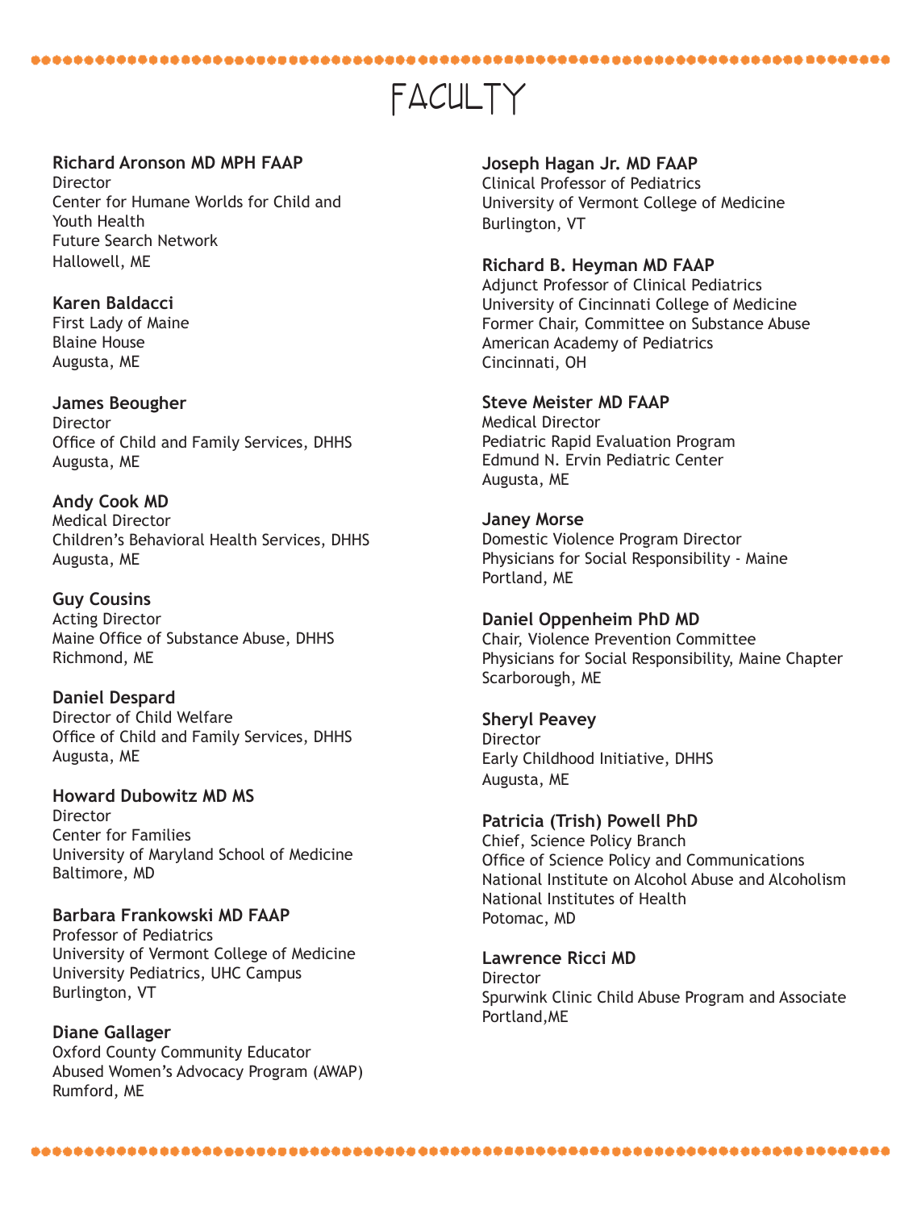# FACULTY

**Richard Aronson MD MPH FAAP**
Director
Center for Humane Worlds for Child and Youth Health
Future Search Network
Hallowell, ME

**Karen Baldacci**
First Lady of Maine
Blaine House
Augusta, ME

**James Beougher**
Director
Office of Child and Family Services, DHHS
Augusta, ME

**Andy Cook MD**
Medical Director
Children's Behavioral Health Services, DHHS
Augusta, ME

**Guy Cousins**
Acting Director
Maine Office of Substance Abuse, DHHS
Richmond, ME

**Daniel Despard**
Director of Child Welfare
Office of Child and Family Services, DHHS
Augusta, ME

**Howard Dubowitz MD MS**
Director
Center for Families
University of Maryland School of Medicine
Baltimore, MD

**Barbara Frankowski MD FAAP**
Professor of Pediatrics
University of Vermont College of Medicine
University Pediatrics, UHC Campus
Burlington, VT

**Diane Gallager**
Oxford County Community Educator
Abused Women's Advocacy Program (AWAP)
Rumford, ME

**Joseph Hagan Jr. MD FAAP**
Clinical Professor of Pediatrics
University of Vermont College of Medicine
Burlington, VT

**Richard B. Heyman MD FAAP**
Adjunct Professor of Clinical Pediatrics
University of Cincinnati College of Medicine
Former Chair, Committee on Substance Abuse
American Academy of Pediatrics
Cincinnati, OH

**Steve Meister MD FAAP**
Medical Director
Pediatric Rapid Evaluation Program
Edmund N. Ervin Pediatric Center
Augusta, ME

**Janey Morse**
Domestic Violence Program Director
Physicians for Social Responsibility - Maine
Portland, ME

**Daniel Oppenheim PhD MD**
Chair, Violence Prevention Committee
Physicians for Social Responsibility, Maine Chapter
Scarborough, ME

**Sheryl Peavey**
Director
Early Childhood Initiative, DHHS
Augusta, ME

**Patricia (Trish) Powell PhD**
Chief, Science Policy Branch
Office of Science Policy and Communications
National Institute on Alcohol Abuse and Alcoholism
National Institutes of Health
Potomac, MD

**Lawrence Ricci MD**
Director
Spurwink Clinic Child Abuse Program and Associate
Portland,ME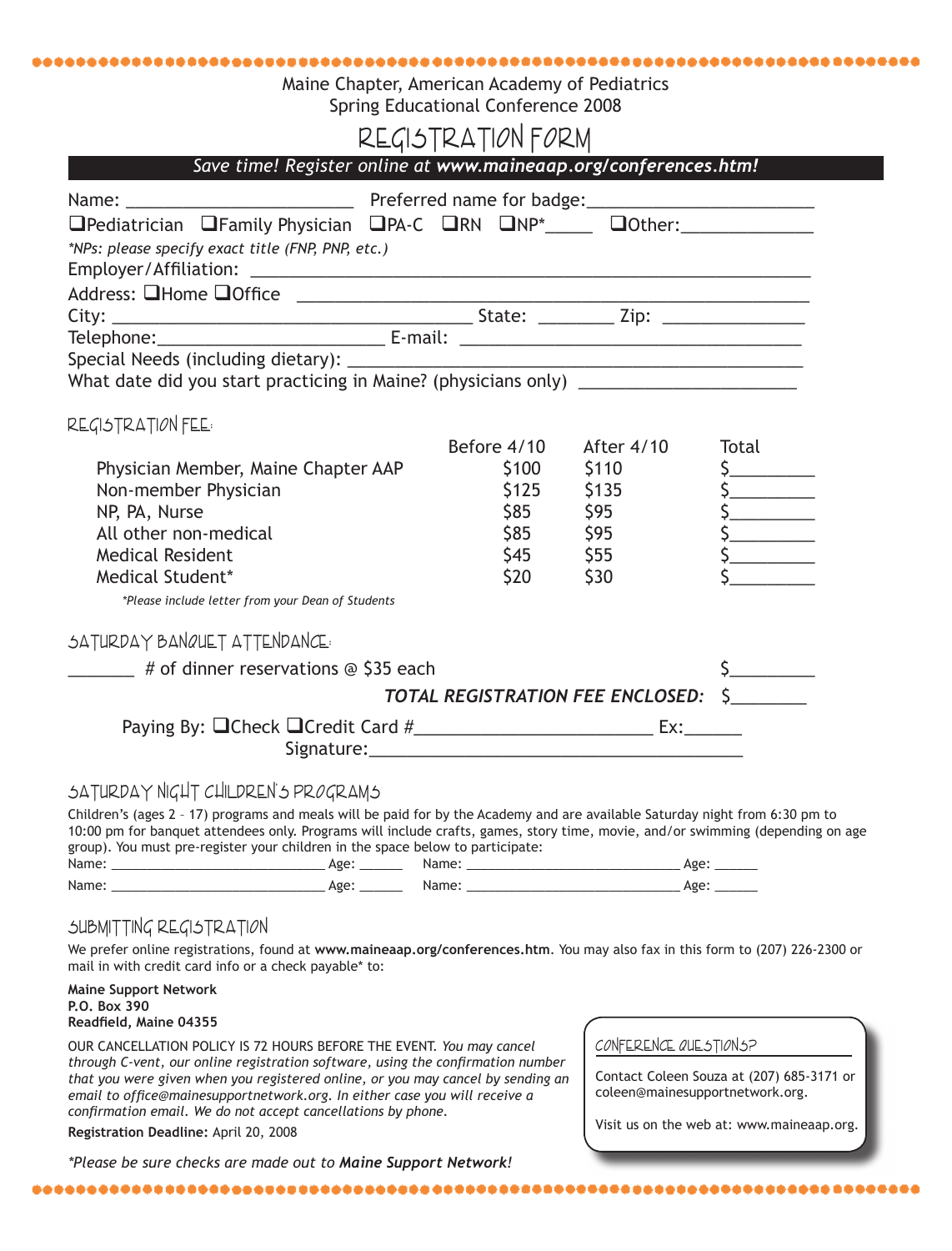Maine Chapter, American Academy of Pediatrics
Spring Educational Conference 2008

# REGISTRATION FORM

*Save time! Register online at* ***www.maineaap.org/conferences.htm!***

Name: ________________________ Preferred name for badge:________________________

❑Pediatrician ❑Family Physician ❑PA-C ❑RN ❑NP*_____ ❑Other:______________

*\*NPs: please specify exact title (FNP, PNP, etc.)*

Employer/Affiliation: ____________________________________________________________

Address: ❑Home ❑Office ______________________________________________________

City: ______________________________________ State: ________ Zip: _______________

Telephone:________________________ E-mail: _____________________________________

Special Needs (including dietary): ________________________________________________

What date did you start practicing in Maine? (physicians only) _______________________

## REGISTRATION FEE:

| | Before 4/10 | After 4/10 | Total |
|---|---|---|---|
| Physician Member, Maine Chapter AAP | $100 | $110 | $_________ |
| Non-member Physician | $125 | $135 | $_________ |
| NP, PA, Nurse | $85 | $95 | $_________ |
| All other non-medical | $85 | $95 | $_________ |
| Medical Resident | $45 | $55 | $_________ |
| Medical Student* | $20 | $30 | $_________ |

*\*Please include letter from your Dean of Students*

## SATURDAY BANQUET ATTENDANCE:

_______ # of dinner reservations @ $35 each $_________

***TOTAL REGISTRATION FEE ENCLOSED:*** $________

Paying By: ❑Check ❑Credit Card #_________________________ Ex:______

Signature:________________________________________

## SATURDAY NIGHT CHILDREN'S PROGRAMS

Children's (ages 2 – 17) programs and meals will be paid for by the Academy and are available Saturday night from 6:30 pm to 10:00 pm for banquet attendees only. Programs will include crafts, games, story time, movie, and/or swimming (depending on age group). You must pre-register your children in the space below to participate:

Name: ______________________________ Age: ______ Name: ______________________________ Age: ______

Name: ______________________________ Age: ______ Name: ______________________________ Age: ______

## SUBMITTING REGISTRATION

We prefer online registrations, found at **www.maineaap.org/conferences.htm**. You may also fax in this form to (207) 226-2300 or mail in with credit card info or a check payable* to:

**Maine Support Network**
**P.O. Box 390**
**Readfield, Maine 04355**

OUR CANCELLATION POLICY IS 72 HOURS BEFORE THE EVENT. *You may cancel through C-vent, our online registration software, using the confirmation number that you were given when you registered online, or you may cancel by sending an email to office@mainesupportnetwork.org. In either case you will receive a confirmation email. We do not accept cancellations by phone.*

**Registration Deadline:** April 20, 2008

*\*Please be sure checks are made out to* ***Maine Support Network!***

### CONFERENCE QUESTIONS?

Contact Coleen Souza at (207) 685-3171 or coleen@mainesupportnetwork.org.

Visit us on the web at: www.maineaap.org.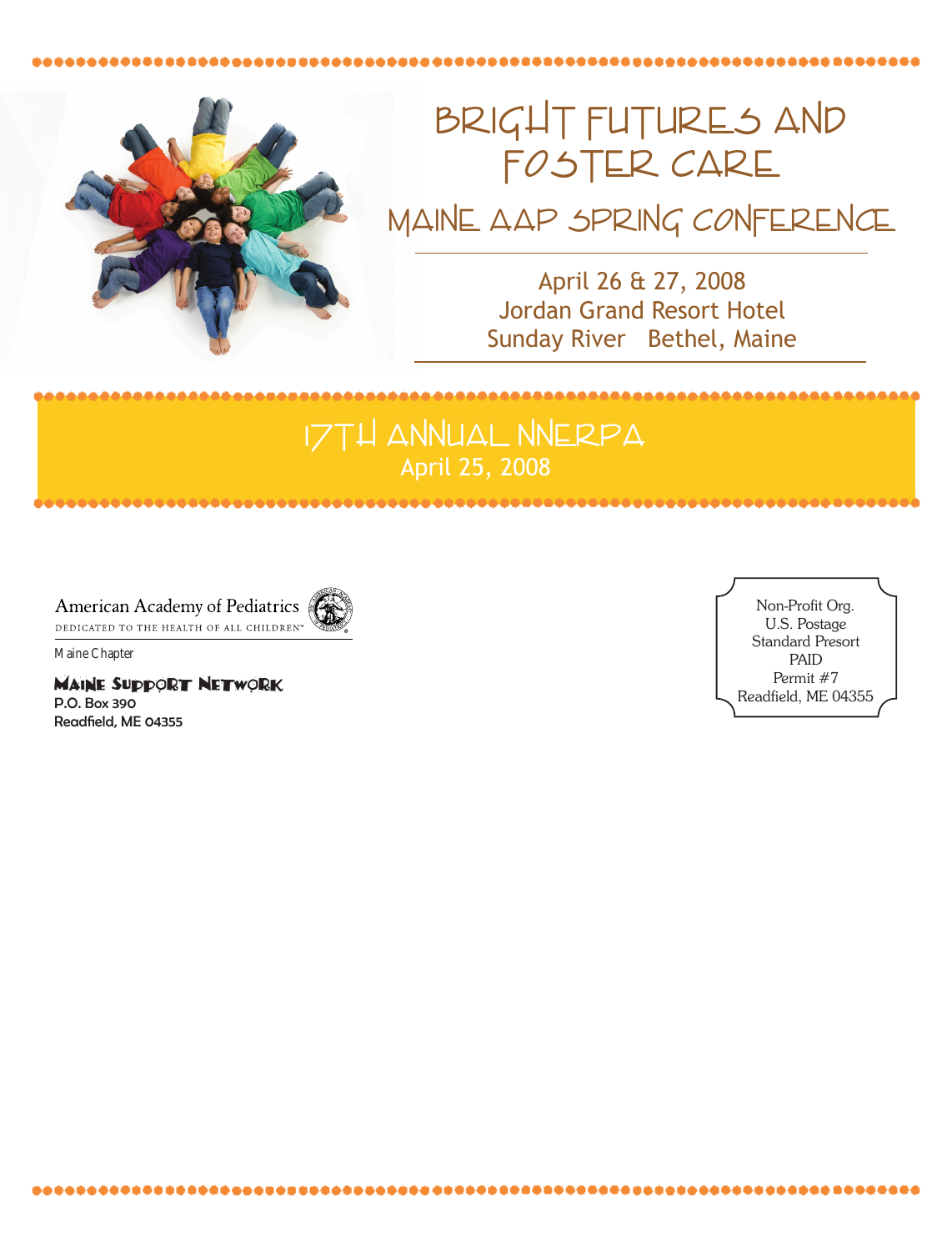# BRIGHT FUTURES AND FOSTER CARE

## MAINE AAP SPRING CONFERENCE

April 26 & 27, 2008
Jordan Grand Resort Hotel
Sunday River   Bethel, Maine

## 17TH ANNUAL NNERPA

April 25, 2008

American Academy of Pediatrics
DEDICATED TO THE HEALTH OF ALL CHILDREN™

Maine Chapter

**MAINE SUPPORT NETWORK**
**P.O. Box 390**
**Readfield, ME 04355**

Non-Profit Org.
U.S. Postage
Standard Presort
PAID
Permit #7
Readfield, ME 04355